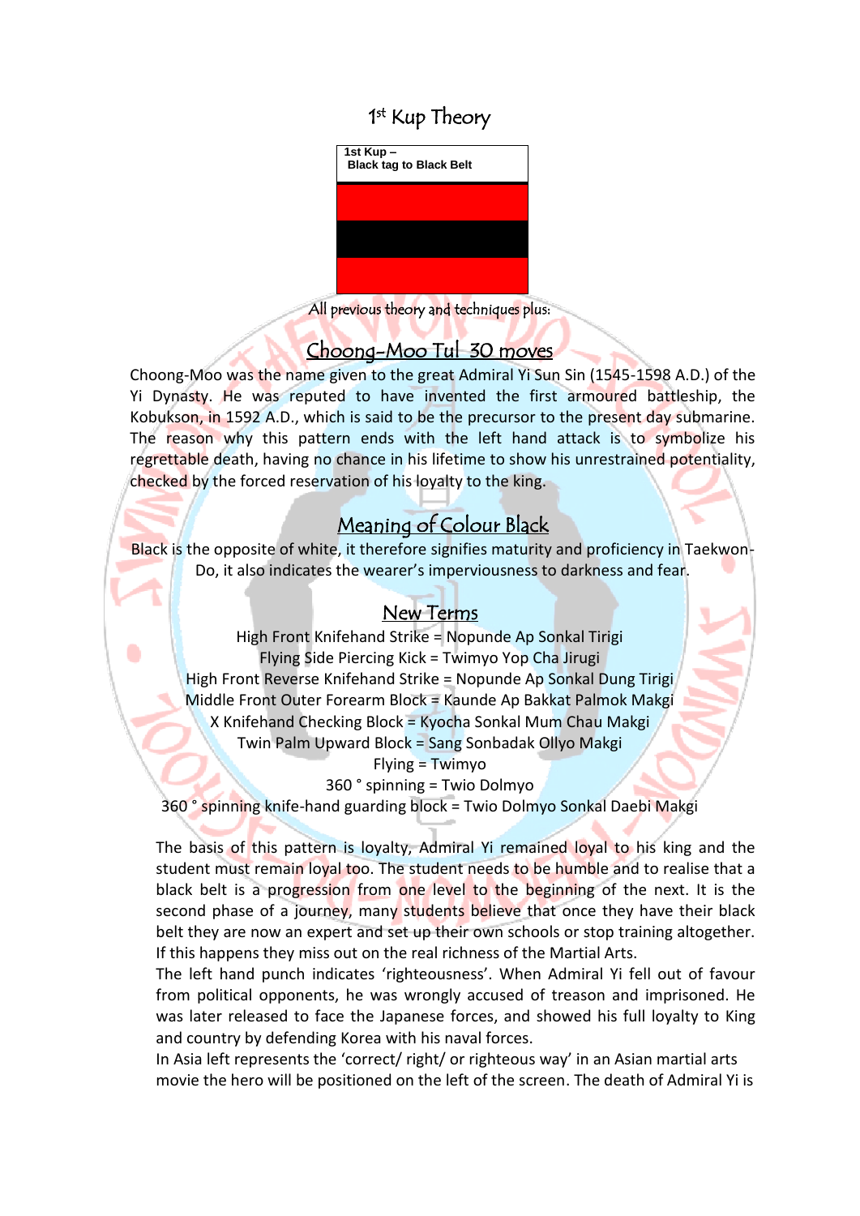# 1st Kup Theory

**1st Kup – Black tag to Black Belt**

All previous theory and techniques plus:

## Choong-Moo Tul 30 moves

Choong-Moo was the name given to the great Admiral Yi Sun Sin (1545-1598 A.D.) of the Yi Dynasty. He was reputed to have invented the first armoured battleship, the Kobukson, in 1592 A.D., which is said to be the precursor to the present day submarine. The reason why this pattern ends with the left hand attack is to symbolize his regrettable death, having no chance in his lifetime to show his unrestrained potentiality, checked by the forced reservation of his loyalty to the king.

## Meaning of Colour Black

Black is the opposite of white, it therefore signifies maturity and proficiency in Taekwon-Do, it also indicates the wearer's imperviousness to darkness and fear.

## New Terms

High Front Knifehand Strike = Nopunde Ap Sonkal Tirigi
Flying Side Piercing Kick = Twimyo Yop Cha Jirugi
High Front Reverse Knifehand Strike = Nopunde Ap Sonkal Dung Tirigi
Middle Front Outer Forearm Block = Kaunde Ap Bakkat Palmok Makgi
X Knifehand Checking Block = Kyocha Sonkal Mum Chau Makgi
Twin Palm Upward Block = Sang Sonbadak Ollyo Makgi
Flying = Twimyo
360 ° spinning = Twio Dolmyo
360 ° spinning knife-hand guarding block = Twio Dolmyo Sonkal Daebi Makgi

The basis of this pattern is loyalty, Admiral Yi remained loyal to his king and the student must remain loyal too. The student needs to be humble and to realise that a black belt is a progression from one level to the beginning of the next. It is the second phase of a journey, many students believe that once they have their black belt they are now an expert and set up their own schools or stop training altogether. If this happens they miss out on the real richness of the Martial Arts.

The left hand punch indicates 'righteousness'. When Admiral Yi fell out of favour from political opponents, he was wrongly accused of treason and imprisoned. He was later released to face the Japanese forces, and showed his full loyalty to King and country by defending Korea with his naval forces.

In Asia left represents the 'correct/ right/ or righteous way' in an Asian martial arts movie the hero will be positioned on the left of the screen. The death of Admiral Yi is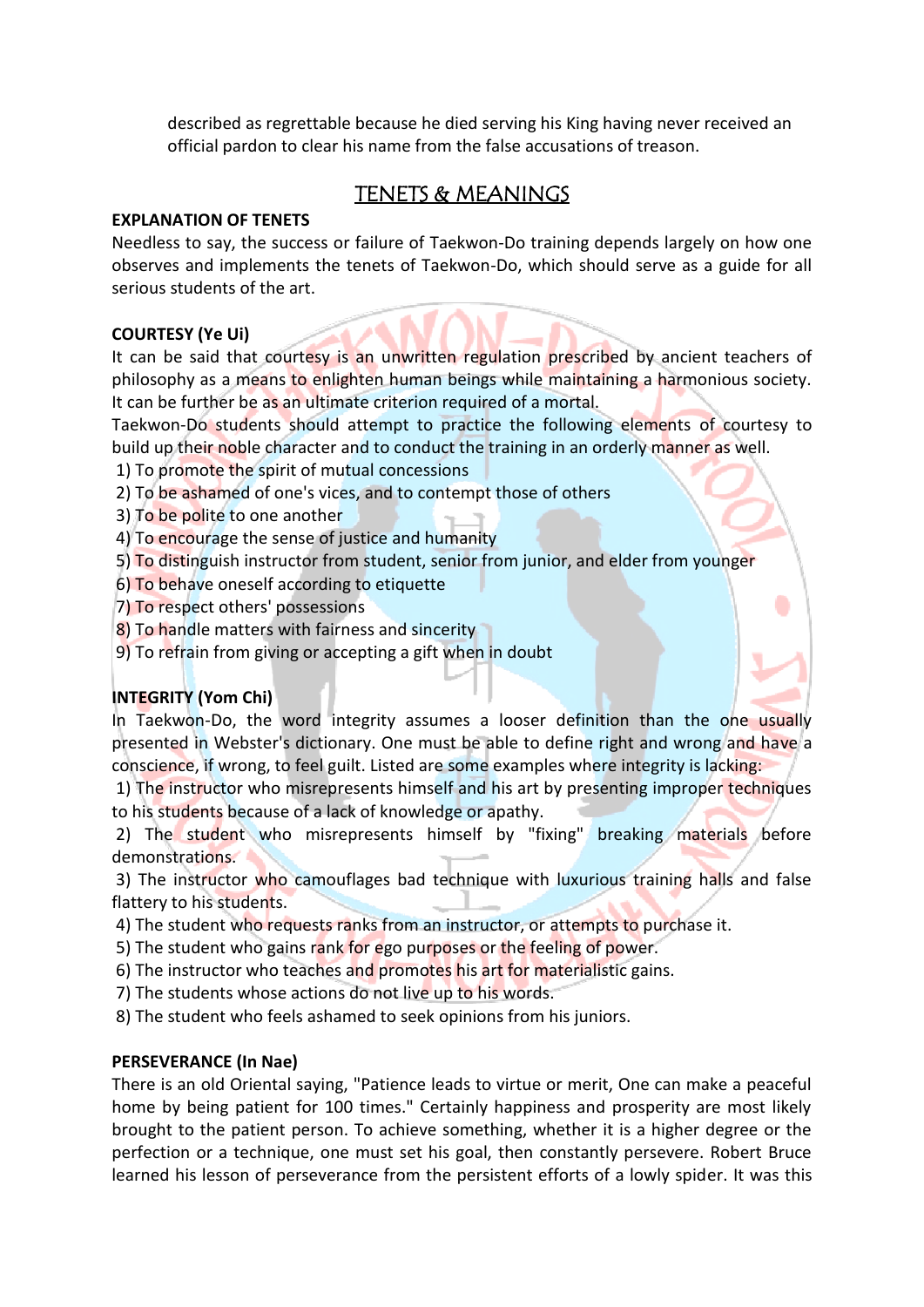described as regrettable because he died serving his King having never received an official pardon to clear his name from the false accusations of treason.

## TENETS & MEANINGS

**EXPLANATION OF TENETS**

Needless to say, the success or failure of Taekwon-Do training depends largely on how one observes and implements the tenets of Taekwon-Do, which should serve as a guide for all serious students of the art.

**COURTESY (Ye Ui)**

It can be said that courtesy is an unwritten regulation prescribed by ancient teachers of philosophy as a means to enlighten human beings while maintaining a harmonious society. It can be further be as an ultimate criterion required of a mortal.

Taekwon-Do students should attempt to practice the following elements of courtesy to build up their noble character and to conduct the training in an orderly manner as well.

1) To promote the spirit of mutual concessions
2) To be ashamed of one's vices, and to contempt those of others
3) To be polite to one another
4) To encourage the sense of justice and humanity
5) To distinguish instructor from student, senior from junior, and elder from younger
6) To behave oneself according to etiquette
7) To respect others' possessions
8) To handle matters with fairness and sincerity
9) To refrain from giving or accepting a gift when in doubt

**INTEGRITY (Yom Chi)**

In Taekwon-Do, the word integrity assumes a looser definition than the one usually presented in Webster's dictionary. One must be able to define right and wrong and have a conscience, if wrong, to feel guilt. Listed are some examples where integrity is lacking:

1) The instructor who misrepresents himself and his art by presenting improper techniques to his students because of a lack of knowledge or apathy.
2) The student who misrepresents himself by "fixing" breaking materials before demonstrations.
3) The instructor who camouflages bad technique with luxurious training halls and false flattery to his students.
4) The student who requests ranks from an instructor, or attempts to purchase it.
5) The student who gains rank for ego purposes or the feeling of power.
6) The instructor who teaches and promotes his art for materialistic gains.
7) The students whose actions do not live up to his words.
8) The student who feels ashamed to seek opinions from his juniors.

**PERSEVERANCE (In Nae)**

There is an old Oriental saying, "Patience leads to virtue or merit, One can make a peaceful home by being patient for 100 times." Certainly happiness and prosperity are most likely brought to the patient person. To achieve something, whether it is a higher degree or the perfection or a technique, one must set his goal, then constantly persevere. Robert Bruce learned his lesson of perseverance from the persistent efforts of a lowly spider. It was this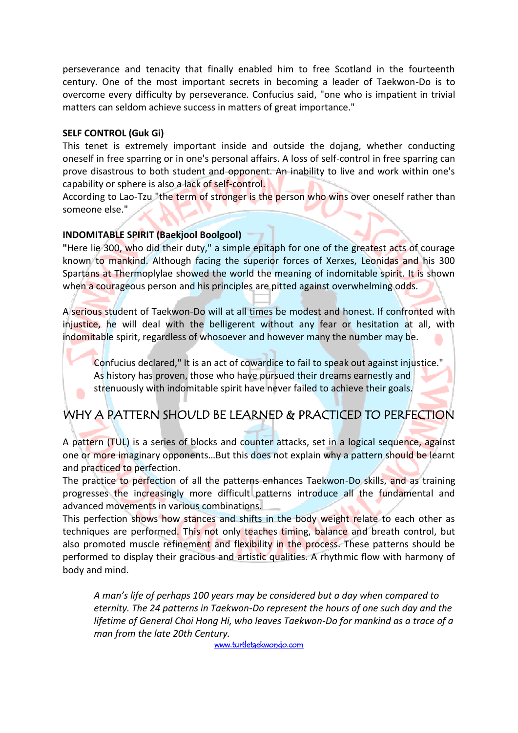perseverance and tenacity that finally enabled him to free Scotland in the fourteenth century. One of the most important secrets in becoming a leader of Taekwon-Do is to overcome every difficulty by perseverance. Confucius said, "one who is impatient in trivial matters can seldom achieve success in matters of great importance."

**SELF CONTROL (Guk Gi)**

This tenet is extremely important inside and outside the dojang, whether conducting oneself in free sparring or in one's personal affairs. A loss of self-control in free sparring can prove disastrous to both student and opponent. An inability to live and work within one's capability or sphere is also a lack of self-control.
According to Lao-Tzu "the term of stronger is the person who wins over oneself rather than someone else."

**INDOMITABLE SPIRIT (Baekjool Boolgool)**

**"**Here lie 300, who did their duty," a simple epitaph for one of the greatest acts of courage known to mankind. Although facing the superior forces of Xerxes, Leonidas and his 300 Spartans at Thermoplylae showed the world the meaning of indomitable spirit. It is shown when a courageous person and his principles are pitted against overwhelming odds.

A serious student of Taekwon-Do will at all times be modest and honest. If confronted with injustice, he will deal with the belligerent without any fear or hesitation at all, with indomitable spirit, regardless of whosoever and however many the number may be.

> Confucius declared," It is an act of cowardice to fail to speak out against injustice."
> As history has proven, those who have pursued their dreams earnestly and strenuously with indomitable spirit have never failed to achieve their goals.

## WHY A PATTERN SHOULD BE LEARNED & PRACTICED TO PERFECTION

A pattern (TUL) is a series of blocks and counter attacks, set in a logical sequence, against one or more imaginary opponents…But this does not explain why a pattern should be learnt and practiced to perfection.
The practice to perfection of all the patterns enhances Taekwon-Do skills, and as training progresses the increasingly more difficult patterns introduce all the fundamental and advanced movements in various combinations.
This perfection shows how stances and shifts in the body weight relate to each other as techniques are performed. This not only teaches timing, balance and breath control, but also promoted muscle refinement and flexibility in the process. These patterns should be performed to display their gracious and artistic qualities. A rhythmic flow with harmony of body and mind.

> *A man's life of perhaps 100 years may be considered but a day when compared to eternity. The 24 patterns in Taekwon-Do represent the hours of one such day and the lifetime of General Choi Hong Hi, who leaves Taekwon-Do for mankind as a trace of a man from the late 20th Century.*

www.turtletaekwondo.com